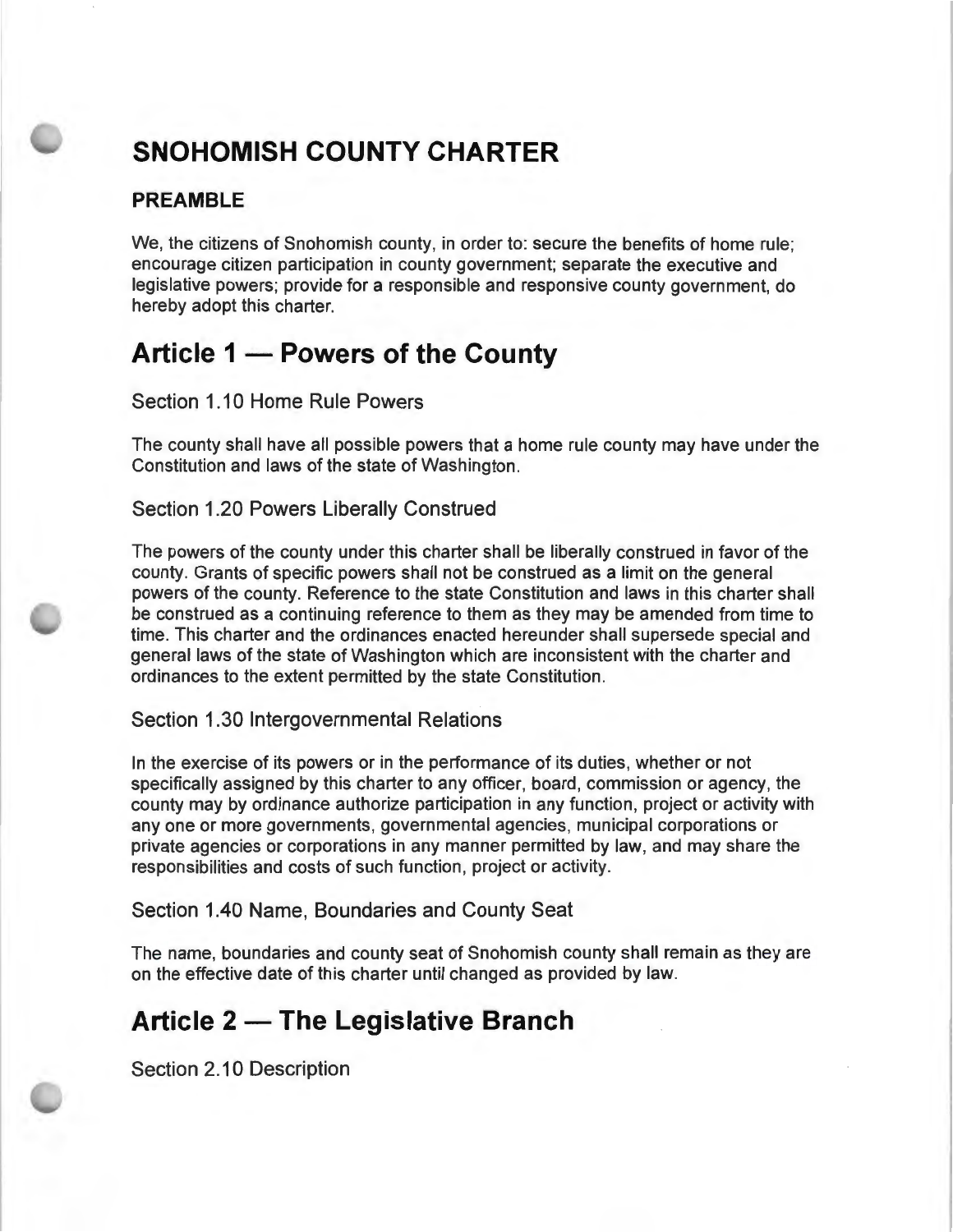# SNOHOMISH COUNTY CHARTER

### PREAMBLE

We, the citizens of Snohomish county, in order to: secure the benefits of home rule; encourage citizen participation in county government; separate the executive and legislative powers; provide for a responsible and responsive county government, do hereby adopt this charter.

## Article 1 — Powers of the County

### Section 1.10 Home Rule Powers

The county shall have all possible powers that a home rule county may have under the Constitution and laws of the state of Washington.

### Section 1.20 Powers Liberally Construed

The powers of the county under this charter shall be liberally construed in favor of the county. Grants of specific powers shall not be construed as a limit on the general powers of the county. Reference to the state Constitution and laws in this charter shall be construed as a continuing reference to them as they may be amended from time to time. This charter and the ordinances enacted hereunder shall supersede special and general laws of the state of Washington which are inconsistent with the charter and ordinances to the extent permitted by the state Constitution.

### Section 1.30 Intergovernmental Relations

In the exercise of its powers or in the performance of its duties, whether or not specifically assigned by this charter to any officer, board, commission or agency, the county may by ordinance authorize participation in any function, project or activity with any one or more governments, governmental agencies, municipal corporations or private agencies or corporations in any manner permitted by law, and may share the responsibilities and costs of such function, project or activity.

### Section 1.40 Name, Boundaries and County Seat

The name, boundaries and county seat of Snohomish county shall remain as they are on the effective date of this charter until changed as provided by law.

## Article 2 — The Legislative Branch

### Section 2.10 Description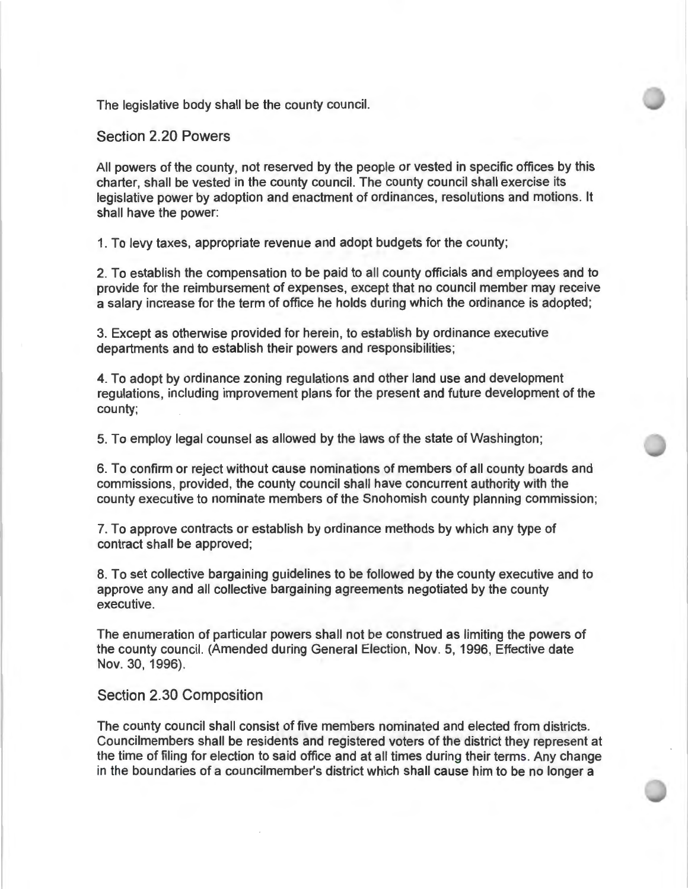The legislative body shall be the county council.

## Section 2.20 Powers

All powers of the county, not reserved by the people or vested in specific offices by this charter, shall be vested in the county council. The county council shall exercise its legislative power by adoption and enactment of ordinances, resolutions and motions. It shall have the power:

1. To levy taxes, appropriate revenue and adopt budgets for the county;

2. To establish the compensation to be paid to all county officials and employees and to provide for the reimbursement of expenses, except that no council member may receive a salary increase for the term of office he holds during which the ordinance is adopted;

3. Except as otherwise provided for herein, to establish by ordinance executive departments and to establish their powers and responsibilities;

4. To adopt by ordinance zoning regulations and other land use and development regulations, including improvement plans for the present and future development of the county;

5. To employ legal counsel as allowed by the laws of the state of Washington;

6. To confirm or reject without cause nominations of members of all county boards and commissions, provided, the county council shall have concurrent authority with the county executive to nominate members of the Snohomish county planning commission;

7. To approve contracts or establish by ordinance methods by which any type of contract shall be approved;

8. To set collective bargaining guidelines to be followed by the county executive and to approve any and all collective bargaining agreements negotiated by the county executive.

The enumeration of particular powers shall not be construed as limiting the powers of the county council. (Amended during General Election, Nov. 5, 1996, Effective date Nov. 30, 1996).

## Section 2.30 Composition

The county council shall consist of five members nominated and elected from districts. Councilmembers shall be residents and registered voters of the district they represent at the time of filing for election to said office and at all times during their terms. Any change in the boundaries of a councilmember's district which shall cause him to be no longer a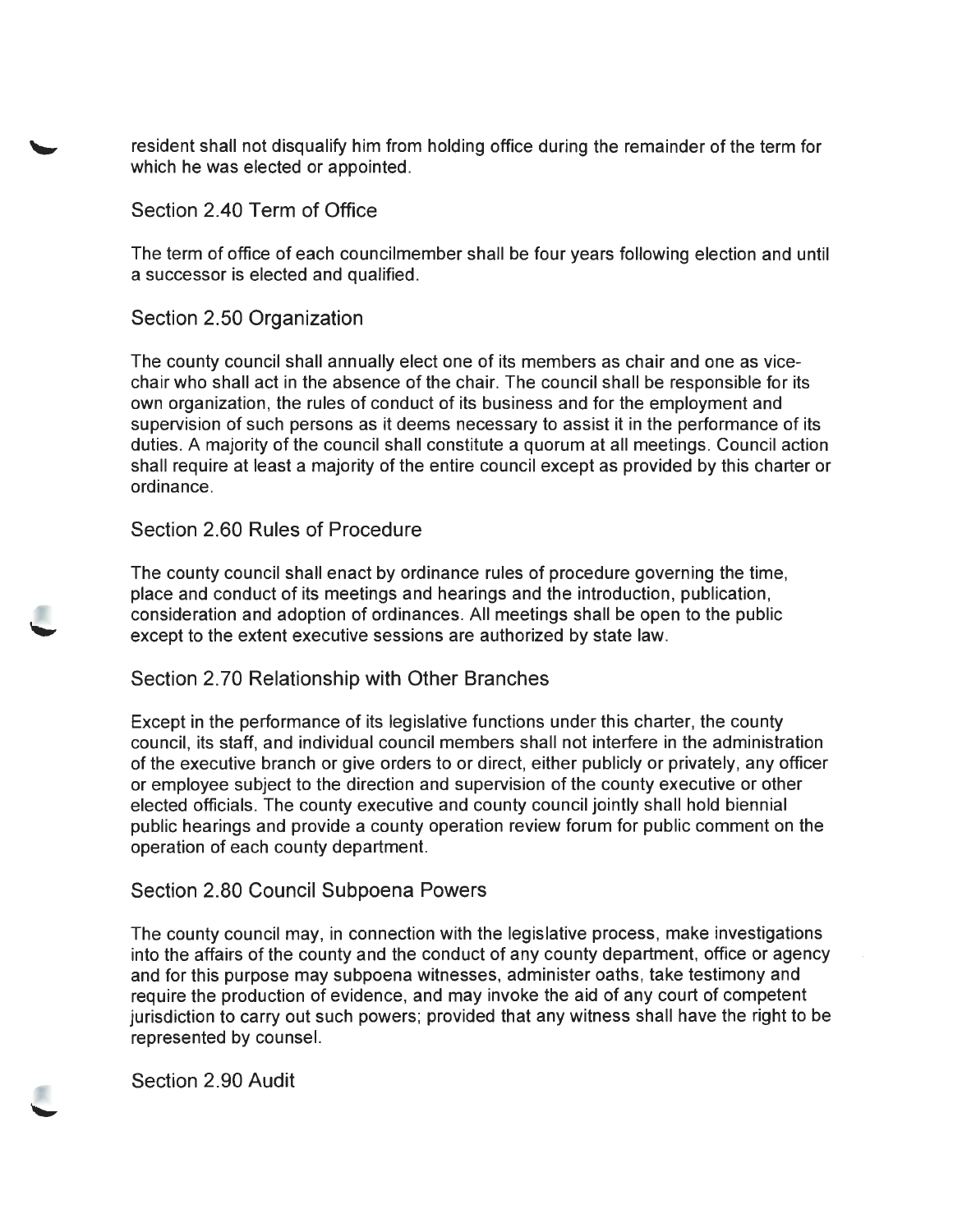resident shall not disqualify him from holding office during the remainder of the term for which he was elected or appointed.

## Section 2.40 Term of Office

The term of office of each councilmember shall be four years following election and until a successor is elected and qualified.

## Section 2.50 Organization

The county council shall annually elect one of its members as chair and one as vice-chair who shall act in the absence of the chair. The council shall be responsible for its own organization, the rules of conduct of its business and for the employment and supervision of such persons as it deems necessary to assist it in the performance of its duties. A majority of the council shall constitute a quorum at all meetings. Council action shall require at least a majority of the entire council except as provided by this charter or ordinance.

## Section 2.60 Rules of Procedure

The county council shall enact by ordinance rules of procedure governing the time, place and conduct of its meetings and hearings and the introduction, publication, consideration and adoption of ordinances. All meetings shall be open to the public except to the extent executive sessions are authorized by state law.

## Section 2.70 Relationship with Other Branches

Except in the performance of its legislative functions under this charter, the county council, its staff, and individual council members shall not interfere in the administration of the executive branch or give orders to or direct, either publicly or privately, any officer or employee subject to the direction and supervision of the county executive or other elected officials. The county executive and county council jointly shall hold biennial public hearings and provide a county operation review forum for public comment on the operation of each county department.

## Section 2.80 Council Subpoena Powers

The county council may, in connection with the legislative process, make investigations into the affairs of the county and the conduct of any county department, office or agency and for this purpose may subpoena witnesses, administer oaths, take testimony and require the production of evidence, and may invoke the aid of any court of competent jurisdiction to carry out such powers; provided that any witness shall have the right to be represented by counsel.

## Section 2.90 Audit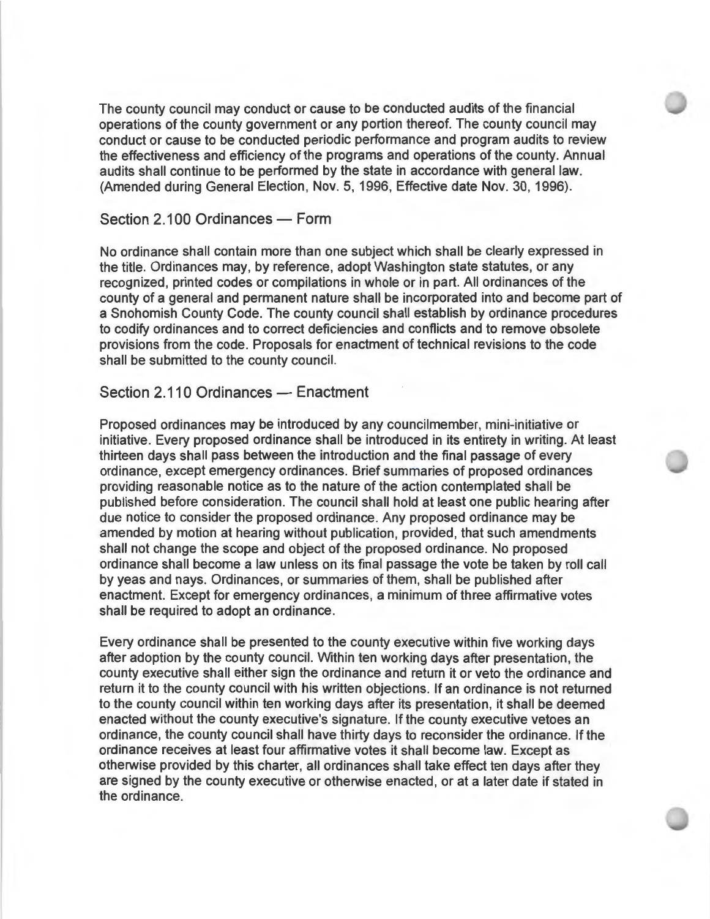The county council may conduct or cause to be conducted audits of the financial operations of the county government or any portion thereof. The county council may conduct or cause to be conducted periodic performance and program audits to review the effectiveness and efficiency of the programs and operations of the county. Annual audits shall continue to be performed by the state in accordance with general law. (Amended during General Election, Nov. 5, 1996, Effective date Nov. 30, 1996).

## Section 2.100 Ordinances — Form

No ordinance shall contain more than one subject which shall be clearly expressed in the title. Ordinances may, by reference, adopt Washington state statutes, or any recognized, printed codes or compilations in whole or in part. All ordinances of the county of a general and permanent nature shall be incorporated into and become part of a Snohomish County Code. The county council shall establish by ordinance procedures to codify ordinances and to correct deficiencies and conflicts and to remove obsolete provisions from the code. Proposals for enactment of technical revisions to the code shall be submitted to the county council.

## Section 2.110 Ordinances — Enactment

Proposed ordinances may be introduced by any councilmember, mini-initiative or initiative. Every proposed ordinance shall be introduced in its entirety in writing. At least thirteen days shall pass between the introduction and the final passage of every ordinance, except emergency ordinances. Brief summaries of proposed ordinances providing reasonable notice as to the nature of the action contemplated shall be published before consideration. The council shall hold at least one public hearing after due notice to consider the proposed ordinance. Any proposed ordinance may be amended by motion at hearing without publication, provided, that such amendments shall not change the scope and object of the proposed ordinance. No proposed ordinance shall become a law unless on its final passage the vote be taken by roll call by yeas and nays. Ordinances, or summaries of them, shall be published after enactment. Except for emergency ordinances, a minimum of three affirmative votes shall be required to adopt an ordinance.

Every ordinance shall be presented to the county executive within five working days after adoption by the county council. Within ten working days after presentation, the county executive shall either sign the ordinance and return it or veto the ordinance and return it to the county council with his written objections. If an ordinance is not returned to the county council within ten working days after its presentation, it shall be deemed enacted without the county executive's signature. If the county executive vetoes an ordinance, the county council shall have thirty days to reconsider the ordinance. If the ordinance receives at least four affirmative votes it shall become law. Except as otherwise provided by this charter, all ordinances shall take effect ten days after they are signed by the county executive or otherwise enacted, or at a later date if stated in the ordinance.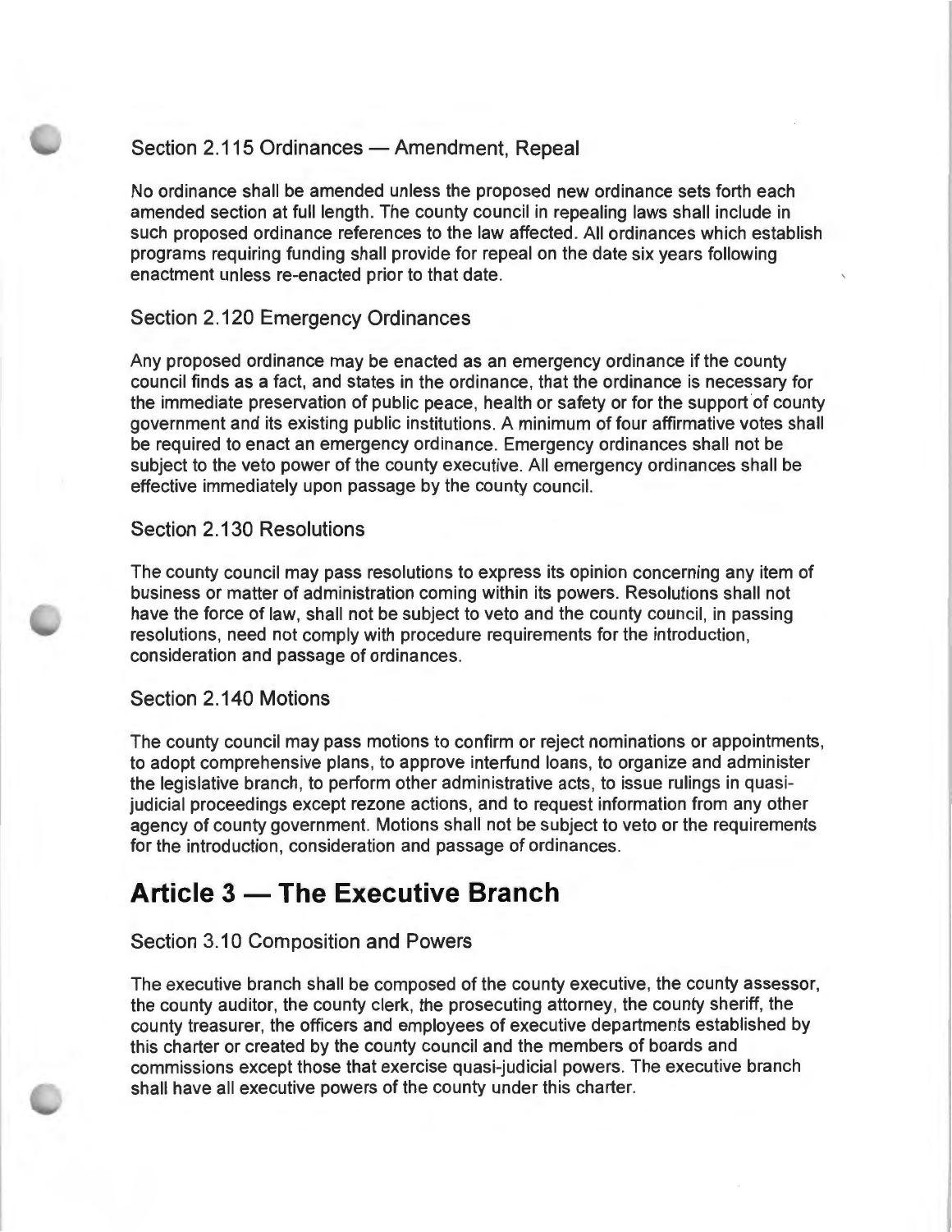### Section 2.115 Ordinances — Amendment, Repeal

No ordinance shall be amended unless the proposed new ordinance sets forth each amended section at full length. The county council in repealing laws shall include in such proposed ordinance references to the law affected. All ordinances which establish programs requiring funding shall provide for repeal on the date six years following enactment unless re-enacted prior to that date.

### Section 2.120 Emergency Ordinances

Any proposed ordinance may be enacted as an emergency ordinance if the county council finds as a fact, and states in the ordinance, that the ordinance is necessary for the immediate preservation of public peace, health or safety or for the support of county government and its existing public institutions. A minimum of four affirmative votes shall be required to enact an emergency ordinance. Emergency ordinances shall not be subject to the veto power of the county executive. All emergency ordinances shall be effective immediately upon passage by the county council.

### Section 2.130 Resolutions

The county council may pass resolutions to express its opinion concerning any item of business or matter of administration coming within its powers. Resolutions shall not have the force of law, shall not be subject to veto and the county council, in passing resolutions, need not comply with procedure requirements for the introduction, consideration and passage of ordinances.

### Section 2.140 Motions

The county council may pass motions to confirm or reject nominations or appointments, to adopt comprehensive plans, to approve interfund loans, to organize and administer the legislative branch, to perform other administrative acts, to issue rulings in quasi-judicial proceedings except rezone actions, and to request information from any other agency of county government. Motions shall not be subject to veto or the requirements for the introduction, consideration and passage of ordinances.

## Article 3 — The Executive Branch

### Section 3.10 Composition and Powers

The executive branch shall be composed of the county executive, the county assessor, the county auditor, the county clerk, the prosecuting attorney, the county sheriff, the county treasurer, the officers and employees of executive departments established by this charter or created by the county council and the members of boards and commissions except those that exercise quasi-judicial powers. The executive branch shall have all executive powers of the county under this charter.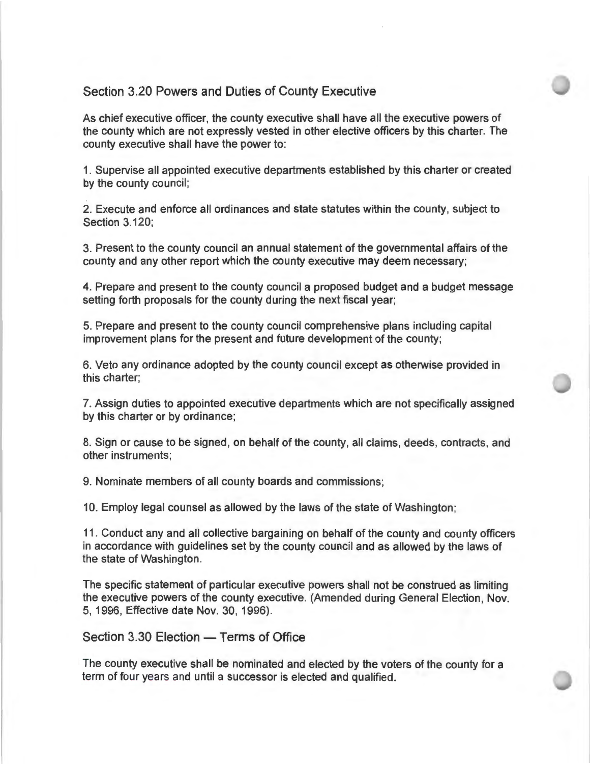## Section 3.20 Powers and Duties of County Executive

As chief executive officer, the county executive shall have all the executive powers of the county which are not expressly vested in other elective officers by this charter. The county executive shall have the power to:

1. Supervise all appointed executive departments established by this charter or created by the county council;

2. Execute and enforce all ordinances and state statutes within the county, subject to Section 3.120;

3. Present to the county council an annual statement of the governmental affairs of the county and any other report which the county executive may deem necessary;

4. Prepare and present to the county council a proposed budget and a budget message setting forth proposals for the county during the next fiscal year;

5. Prepare and present to the county council comprehensive plans including capital improvement plans for the present and future development of the county;

6. Veto any ordinance adopted by the county council except as otherwise provided in this charter;

7. Assign duties to appointed executive departments which are not specifically assigned by this charter or by ordinance;

8. Sign or cause to be signed, on behalf of the county, all claims, deeds, contracts, and other instruments;

9. Nominate members of all county boards and commissions;

10. Employ legal counsel as allowed by the laws of the state of Washington;

11. Conduct any and all collective bargaining on behalf of the county and county officers in accordance with guidelines set by the county council and as allowed by the laws of the state of Washington.

The specific statement of particular executive powers shall not be construed as limiting the executive powers of the county executive. (Amended during General Election, Nov. 5, 1996, Effective date Nov. 30, 1996).

## Section 3.30 Election — Terms of Office

The county executive shall be nominated and elected by the voters of the county for a term of four years and until a successor is elected and qualified.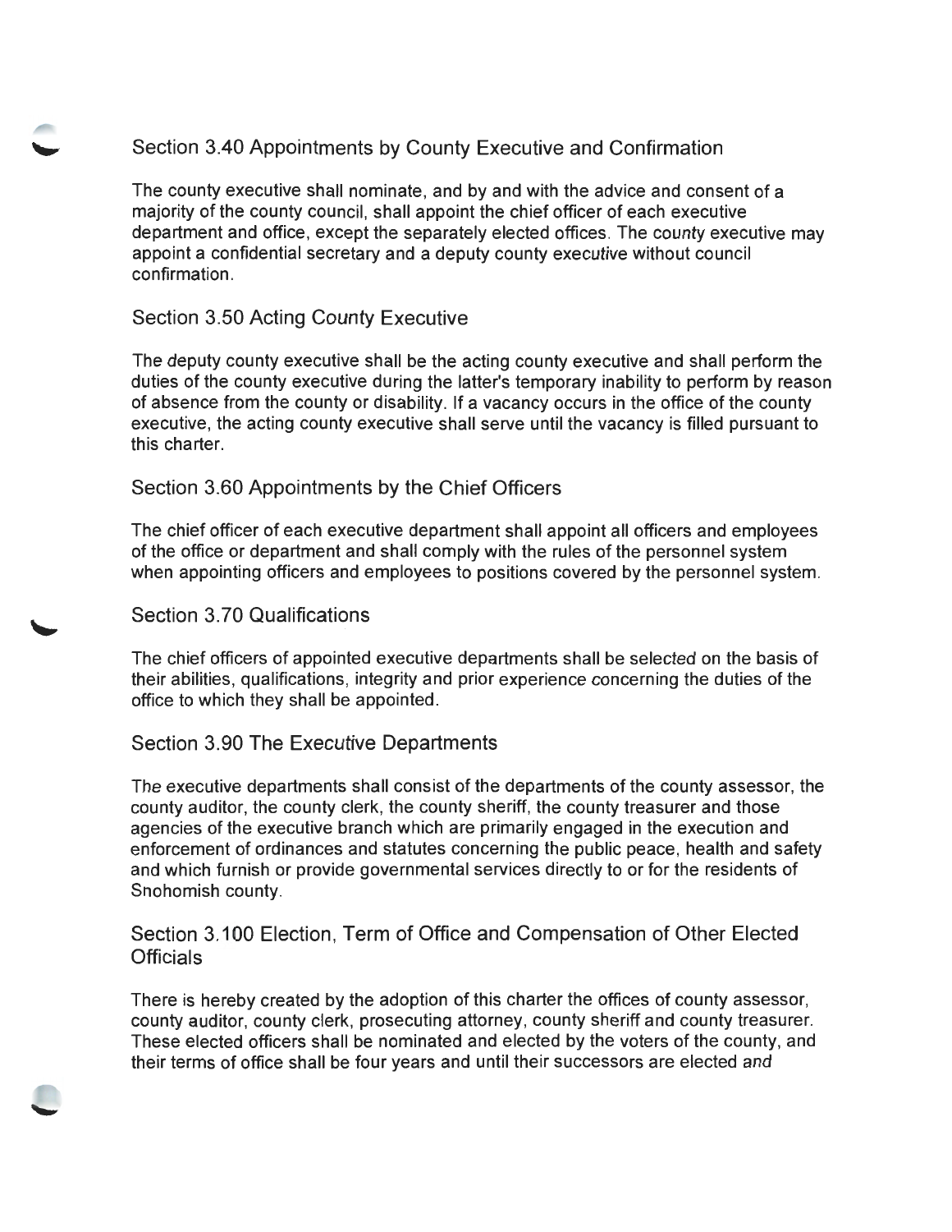## Section 3.40 Appointments by County Executive and Confirmation

The county executive shall nominate, and by and with the advice and consent of a majority of the county council, shall appoint the chief officer of each executive department and office, except the separately elected offices. The county executive may appoint a confidential secretary and a deputy county executive without council confirmation.

## Section 3.50 Acting County Executive

The deputy county executive shall be the acting county executive and shall perform the duties of the county executive during the latter's temporary inability to perform by reason of absence from the county or disability. If a vacancy occurs in the office of the county executive, the acting county executive shall serve until the vacancy is filled pursuant to this charter.

## Section 3.60 Appointments by the Chief Officers

The chief officer of each executive department shall appoint all officers and employees of the office or department and shall comply with the rules of the personnel system when appointing officers and employees to positions covered by the personnel system.

## Section 3.70 Qualifications

The chief officers of appointed executive departments shall be selected on the basis of their abilities, qualifications, integrity and prior experience concerning the duties of the office to which they shall be appointed.

## Section 3.90 The Executive Departments

The executive departments shall consist of the departments of the county assessor, the county auditor, the county clerk, the county sheriff, the county treasurer and those agencies of the executive branch which are primarily engaged in the execution and enforcement of ordinances and statutes concerning the public peace, health and safety and which furnish or provide governmental services directly to or for the residents of Snohomish county.

## Section 3.100 Election, Term of Office and Compensation of Other Elected Officials

There is hereby created by the adoption of this charter the offices of county assessor, county auditor, county clerk, prosecuting attorney, county sheriff and county treasurer. These elected officers shall be nominated and elected by the voters of the county, and their terms of office shall be four years and until their successors are elected and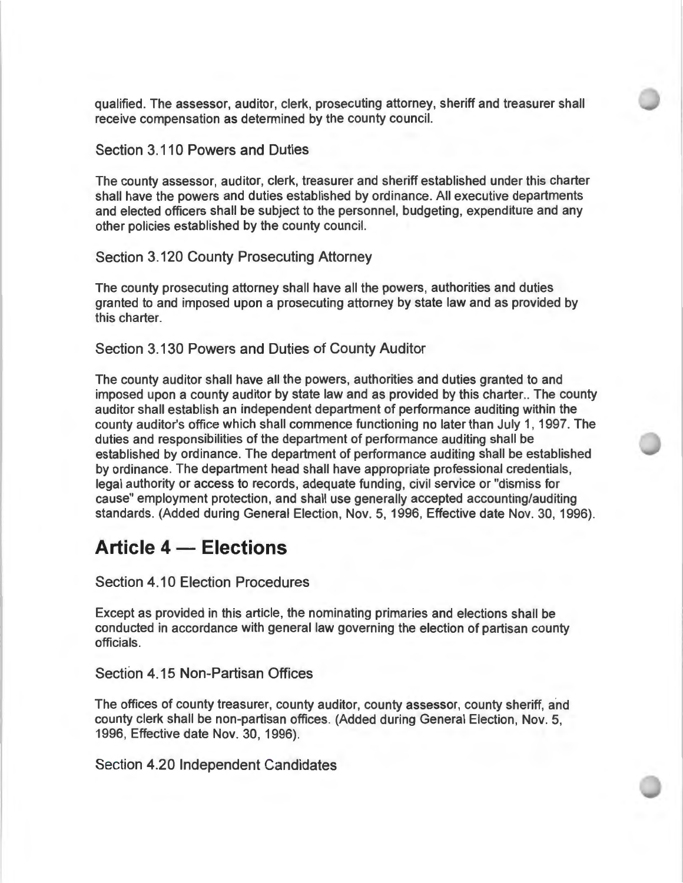qualified. The assessor, auditor, clerk, prosecuting attorney, sheriff and treasurer shall receive compensation as determined by the county council.

### Section 3.110 Powers and Duties

The county assessor, auditor, clerk, treasurer and sheriff established under this charter shall have the powers and duties established by ordinance. All executive departments and elected officers shall be subject to the personnel, budgeting, expenditure and any other policies established by the county council.

### Section 3.120 County Prosecuting Attorney

The county prosecuting attorney shall have all the powers, authorities and duties granted to and imposed upon a prosecuting attorney by state law and as provided by this charter.

### Section 3.130 Powers and Duties of County Auditor

The county auditor shall have all the powers, authorities and duties granted to and imposed upon a county auditor by state law and as provided by this charter.. The county auditor shall establish an independent department of performance auditing within the county auditor's office which shall commence functioning no later than July 1, 1997. The duties and responsibilities of the department of performance auditing shall be established by ordinance. The department of performance auditing shall be established by ordinance. The department head shall have appropriate professional credentials, legal authority or access to records, adequate funding, civil service or "dismiss for cause" employment protection, and shall use generally accepted accounting/auditing standards. (Added during General Election, Nov. 5, 1996, Effective date Nov. 30, 1996).

## Article 4 — Elections

### Section 4.10 Election Procedures

Except as provided in this article, the nominating primaries and elections shall be conducted in accordance with general law governing the election of partisan county officials.

### Section 4.15 Non-Partisan Offices

The offices of county treasurer, county auditor, county assessor, county sheriff, and county clerk shall be non-partisan offices. (Added during General Election, Nov. 5, 1996, Effective date Nov. 30, 1996).

### Section 4.20 Independent Candidates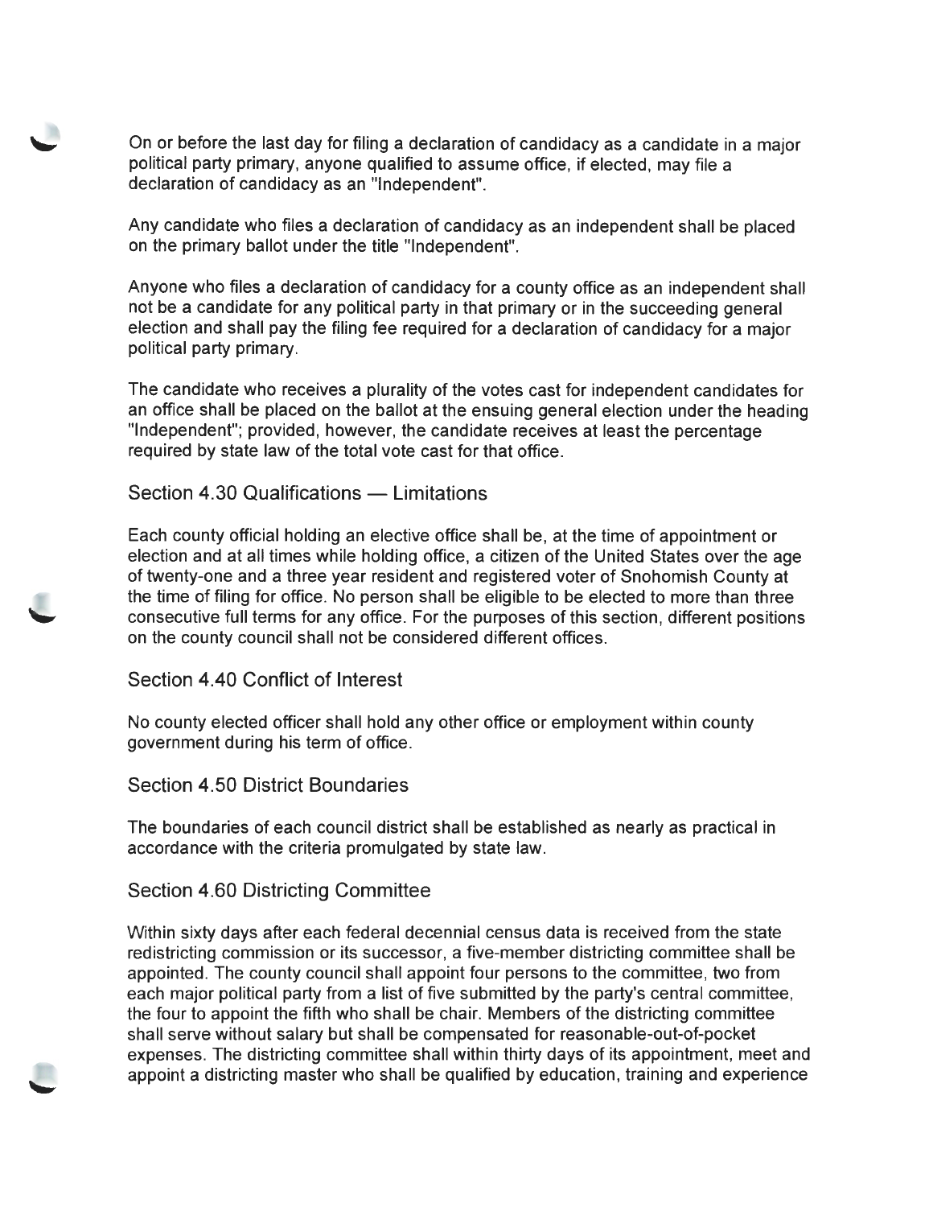On or before the last day for filing a declaration of candidacy as a candidate in a major political party primary, anyone qualified to assume office, if elected, may file a declaration of candidacy as an "Independent".

Any candidate who files a declaration of candidacy as an independent shall be placed on the primary ballot under the title "Independent".

Anyone who files a declaration of candidacy for a county office as an independent shall not be a candidate for any political party in that primary or in the succeeding general election and shall pay the filing fee required for a declaration of candidacy for a major political party primary.

The candidate who receives a plurality of the votes cast for independent candidates for an office shall be placed on the ballot at the ensuing general election under the heading "Independent"; provided, however, the candidate receives at least the percentage required by state law of the total vote cast for that office.

## Section 4.30 Qualifications — Limitations

Each county official holding an elective office shall be, at the time of appointment or election and at all times while holding office, a citizen of the United States over the age of twenty-one and a three year resident and registered voter of Snohomish County at the time of filing for office. No person shall be eligible to be elected to more than three consecutive full terms for any office. For the purposes of this section, different positions on the county council shall not be considered different offices.

## Section 4.40 Conflict of Interest

No county elected officer shall hold any other office or employment within county government during his term of office.

## Section 4.50 District Boundaries

The boundaries of each council district shall be established as nearly as practical in accordance with the criteria promulgated by state law.

## Section 4.60 Districting Committee

Within sixty days after each federal decennial census data is received from the state redistricting commission or its successor, a five-member districting committee shall be appointed. The county council shall appoint four persons to the committee, two from each major political party from a list of five submitted by the party's central committee, the four to appoint the fifth who shall be chair. Members of the districting committee shall serve without salary but shall be compensated for reasonable-out-of-pocket expenses. The districting committee shall within thirty days of its appointment, meet and appoint a districting master who shall be qualified by education, training and experience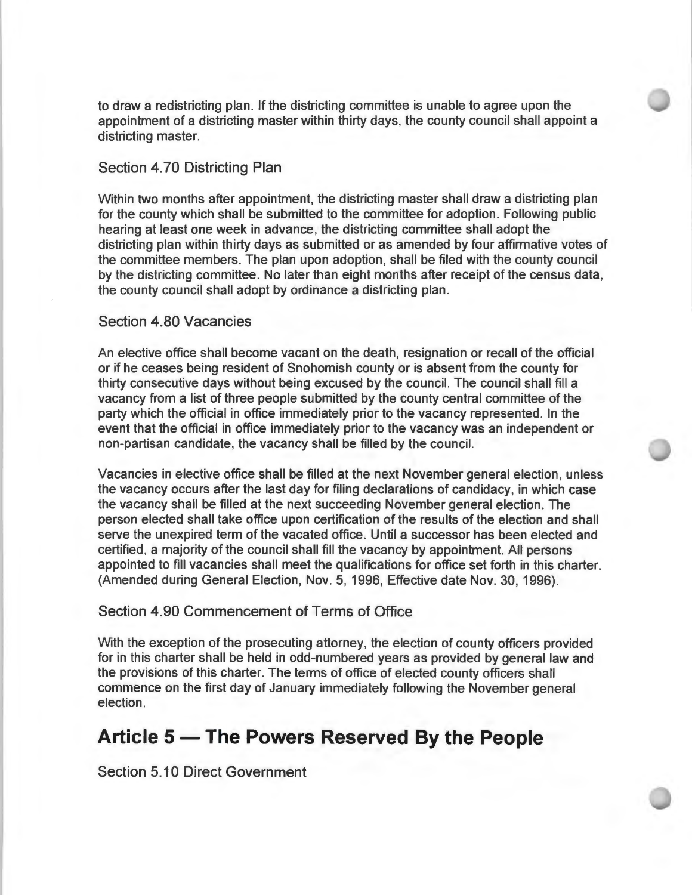to draw a redistricting plan. If the districting committee is unable to agree upon the appointment of a districting master within thirty days, the county council shall appoint a districting master.

### Section 4.70 Districting Plan

Within two months after appointment, the districting master shall draw a districting plan for the county which shall be submitted to the committee for adoption. Following public hearing at least one week in advance, the districting committee shall adopt the districting plan within thirty days as submitted or as amended by four affirmative votes of the committee members. The plan upon adoption, shall be filed with the county council by the districting committee. No later than eight months after receipt of the census data, the county council shall adopt by ordinance a districting plan.

### Section 4.80 Vacancies

An elective office shall become vacant on the death, resignation or recall of the official or if he ceases being resident of Snohomish county or is absent from the county for thirty consecutive days without being excused by the council. The council shall fill a vacancy from a list of three people submitted by the county central committee of the party which the official in office immediately prior to the vacancy represented. In the event that the official in office immediately prior to the vacancy was an independent or non-partisan candidate, the vacancy shall be filled by the council.

Vacancies in elective office shall be filled at the next November general election, unless the vacancy occurs after the last day for filing declarations of candidacy, in which case the vacancy shall be filled at the next succeeding November general election. The person elected shall take office upon certification of the results of the election and shall serve the unexpired term of the vacated office. Until a successor has been elected and certified, a majority of the council shall fill the vacancy by appointment. All persons appointed to fill vacancies shall meet the qualifications for office set forth in this charter. (Amended during General Election, Nov. 5, 1996, Effective date Nov. 30, 1996).

### Section 4.90 Commencement of Terms of Office

With the exception of the prosecuting attorney, the election of county officers provided for in this charter shall be held in odd-numbered years as provided by general law and the provisions of this charter. The terms of office of elected county officers shall commence on the first day of January immediately following the November general election.

## Article 5 — The Powers Reserved By the People

### Section 5.10 Direct Government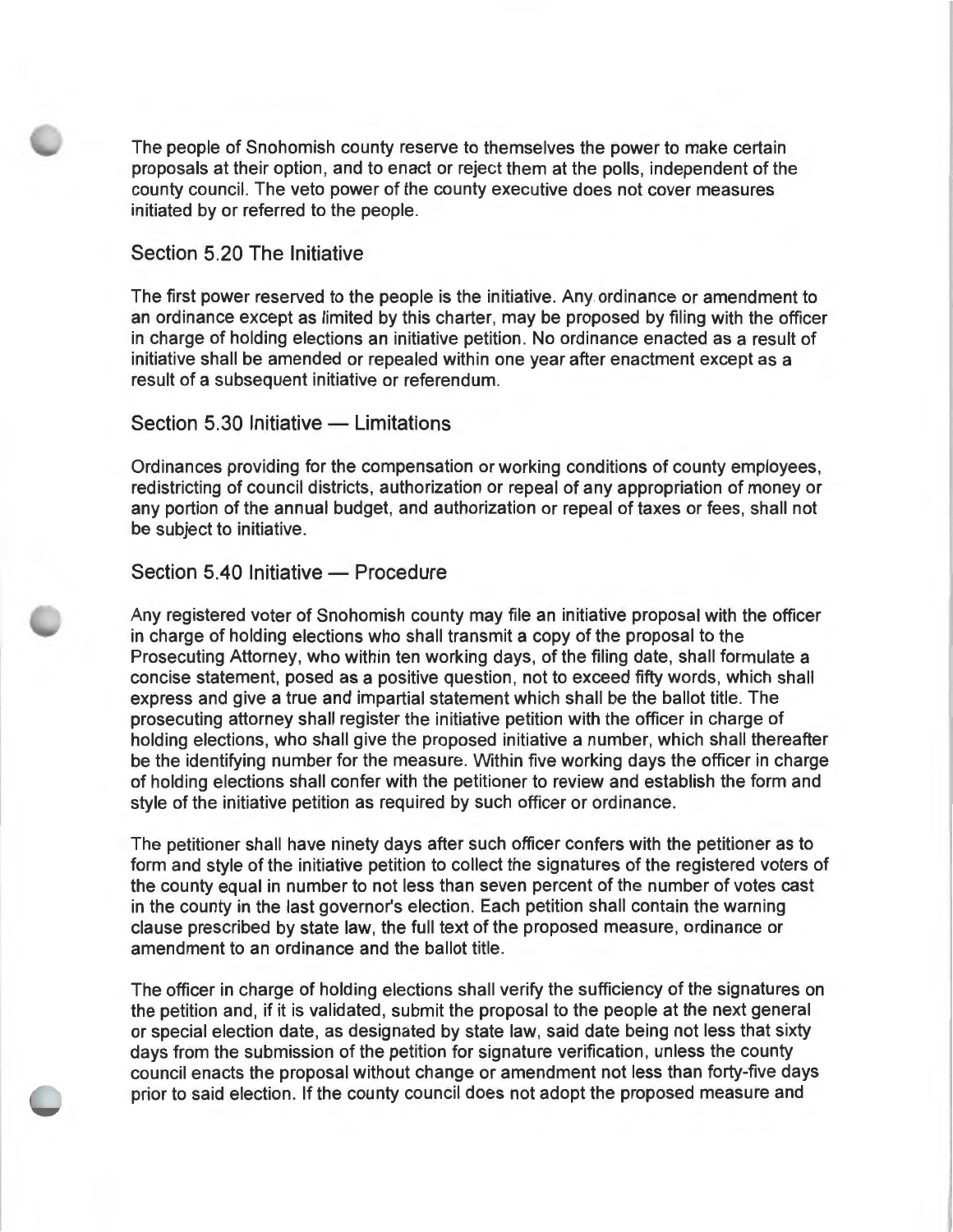The people of Snohomish county reserve to themselves the power to make certain proposals at their option, and to enact or reject them at the polls, independent of the county council. The veto power of the county executive does not cover measures initiated by or referred to the people.

## Section 5.20 The Initiative

The first power reserved to the people is the initiative. Any ordinance or amendment to an ordinance except as limited by this charter, may be proposed by filing with the officer in charge of holding elections an initiative petition. No ordinance enacted as a result of initiative shall be amended or repealed within one year after enactment except as a result of a subsequent initiative or referendum.

## Section 5.30 Initiative — Limitations

Ordinances providing for the compensation or working conditions of county employees, redistricting of council districts, authorization or repeal of any appropriation of money or any portion of the annual budget, and authorization or repeal of taxes or fees, shall not be subject to initiative.

## Section 5.40 Initiative — Procedure

Any registered voter of Snohomish county may file an initiative proposal with the officer in charge of holding elections who shall transmit a copy of the proposal to the Prosecuting Attorney, who within ten working days, of the filing date, shall formulate a concise statement, posed as a positive question, not to exceed fifty words, which shall express and give a true and impartial statement which shall be the ballot title. The prosecuting attorney shall register the initiative petition with the officer in charge of holding elections, who shall give the proposed initiative a number, which shall thereafter be the identifying number for the measure. Within five working days the officer in charge of holding elections shall confer with the petitioner to review and establish the form and style of the initiative petition as required by such officer or ordinance.

The petitioner shall have ninety days after such officer confers with the petitioner as to form and style of the initiative petition to collect the signatures of the registered voters of the county equal in number to not less than seven percent of the number of votes cast in the county in the last governor's election. Each petition shall contain the warning clause prescribed by state law, the full text of the proposed measure, ordinance or amendment to an ordinance and the ballot title.

The officer in charge of holding elections shall verify the sufficiency of the signatures on the petition and, if it is validated, submit the proposal to the people at the next general or special election date, as designated by state law, said date being not less that sixty days from the submission of the petition for signature verification, unless the county council enacts the proposal without change or amendment not less than forty-five days prior to said election. If the county council does not adopt the proposed measure and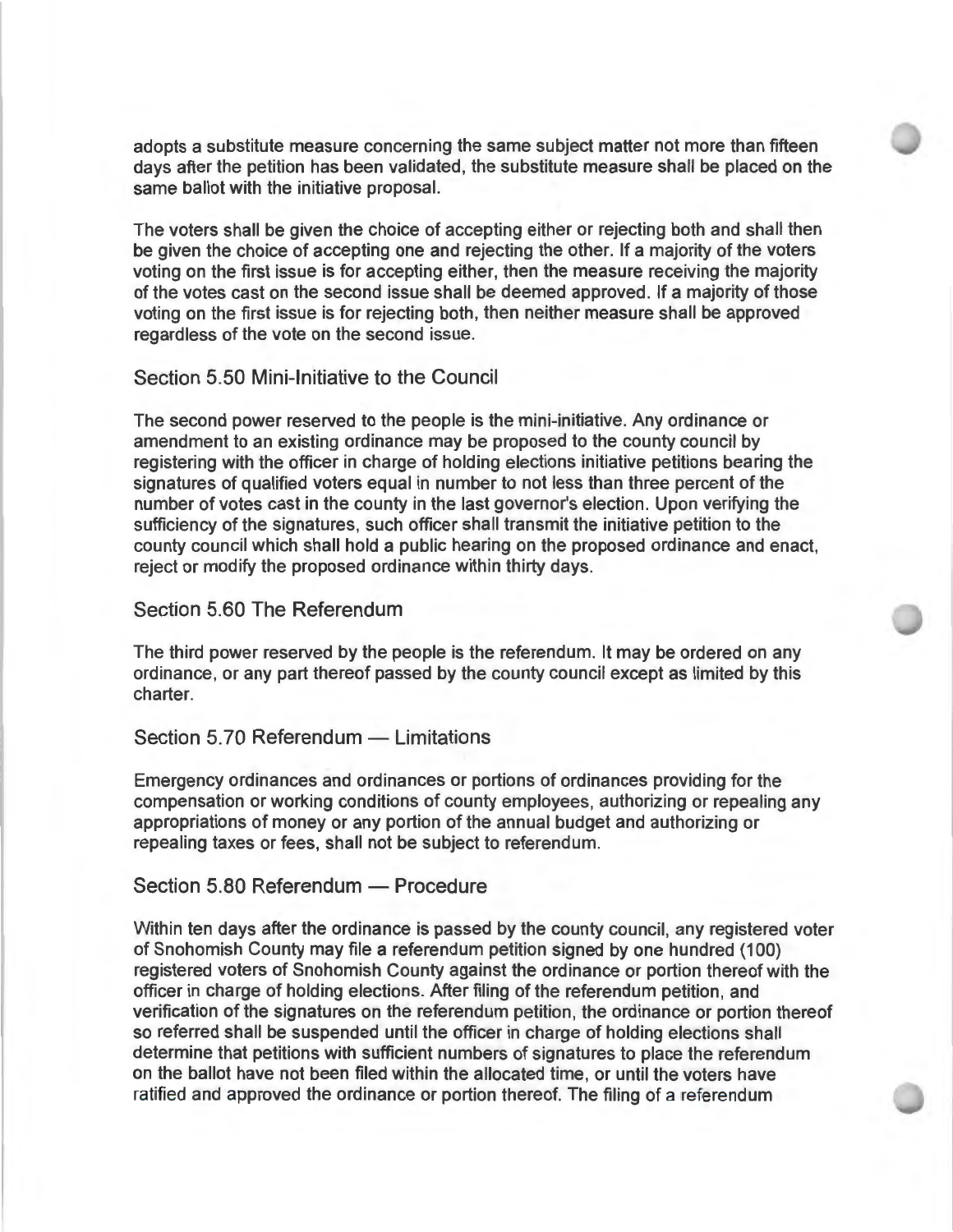adopts a substitute measure concerning the same subject matter not more than fifteen days after the petition has been validated, the substitute measure shall be placed on the same ballot with the initiative proposal.

The voters shall be given the choice of accepting either or rejecting both and shall then be given the choice of accepting one and rejecting the other. If a majority of the voters voting on the first issue is for accepting either, then the measure receiving the majority of the votes cast on the second issue shall be deemed approved. If a majority of those voting on the first issue is for rejecting both, then neither measure shall be approved regardless of the vote on the second issue.

## Section 5.50 Mini-Initiative to the Council

The second power reserved to the people is the mini-initiative. Any ordinance or amendment to an existing ordinance may be proposed to the county council by registering with the officer in charge of holding elections initiative petitions bearing the signatures of qualified voters equal in number to not less than three percent of the number of votes cast in the county in the last governor's election. Upon verifying the sufficiency of the signatures, such officer shall transmit the initiative petition to the county council which shall hold a public hearing on the proposed ordinance and enact, reject or modify the proposed ordinance within thirty days.

## Section 5.60 The Referendum

The third power reserved by the people is the referendum. It may be ordered on any ordinance, or any part thereof passed by the county council except as limited by this charter.

## Section 5.70 Referendum — Limitations

Emergency ordinances and ordinances or portions of ordinances providing for the compensation or working conditions of county employees, authorizing or repealing any appropriations of money or any portion of the annual budget and authorizing or repealing taxes or fees, shall not be subject to referendum.

## Section 5.80 Referendum — Procedure

Within ten days after the ordinance is passed by the county council, any registered voter of Snohomish County may file a referendum petition signed by one hundred (100) registered voters of Snohomish County against the ordinance or portion thereof with the officer in charge of holding elections. After filing of the referendum petition, and verification of the signatures on the referendum petition, the ordinance or portion thereof so referred shall be suspended until the officer in charge of holding elections shall determine that petitions with sufficient numbers of signatures to place the referendum on the ballot have not been filed within the allocated time, or until the voters have ratified and approved the ordinance or portion thereof. The filing of a referendum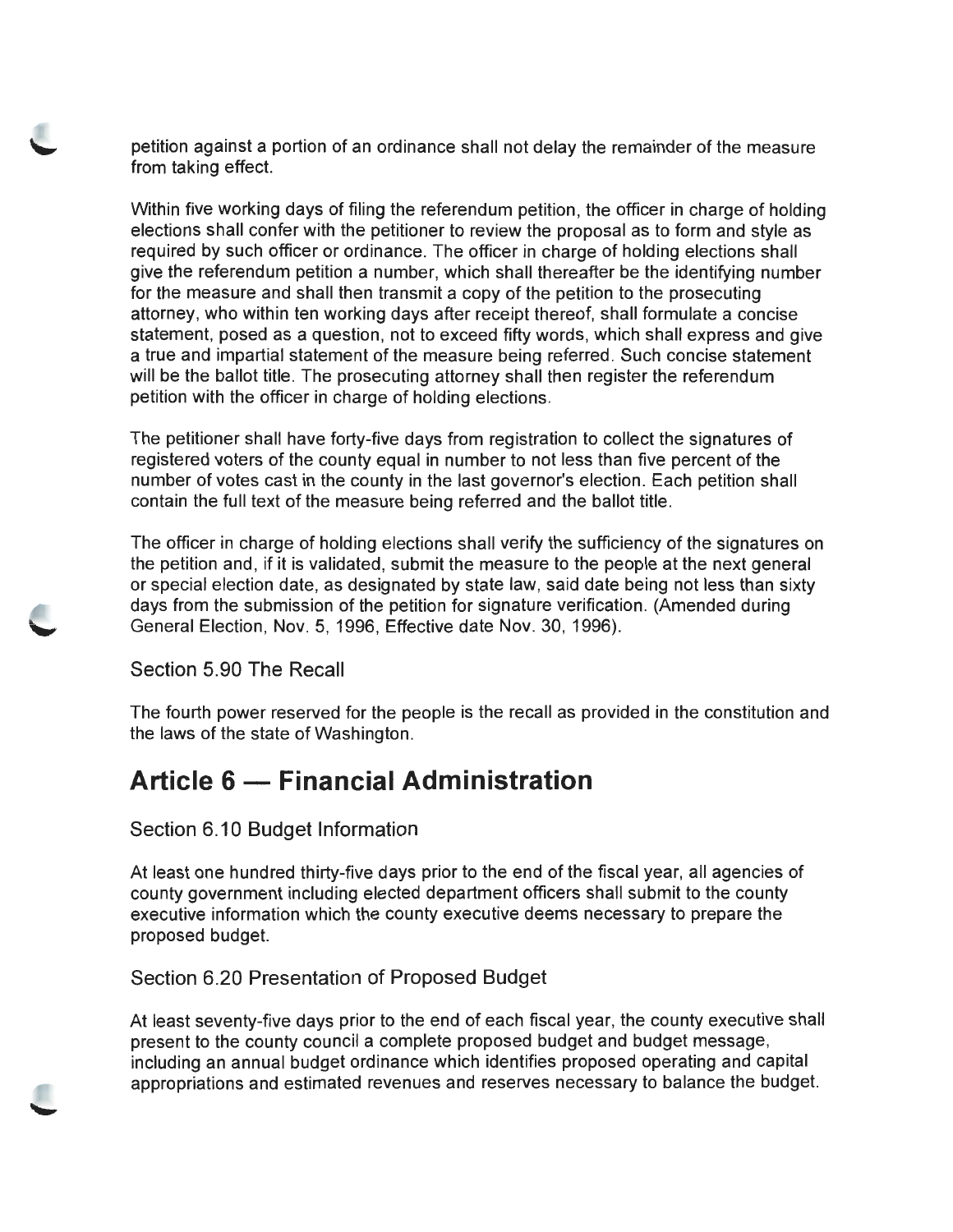petition against a portion of an ordinance shall not delay the remainder of the measure from taking effect.

Within five working days of filing the referendum petition, the officer in charge of holding elections shall confer with the petitioner to review the proposal as to form and style as required by such officer or ordinance. The officer in charge of holding elections shall give the referendum petition a number, which shall thereafter be the identifying number for the measure and shall then transmit a copy of the petition to the prosecuting attorney, who within ten working days after receipt thereof, shall formulate a concise statement, posed as a question, not to exceed fifty words, which shall express and give a true and impartial statement of the measure being referred. Such concise statement will be the ballot title. The prosecuting attorney shall then register the referendum petition with the officer in charge of holding elections.

The petitioner shall have forty-five days from registration to collect the signatures of registered voters of the county equal in number to not less than five percent of the number of votes cast in the county in the last governor's election. Each petition shall contain the full text of the measure being referred and the ballot title.

The officer in charge of holding elections shall verify the sufficiency of the signatures on the petition and, if it is validated, submit the measure to the people at the next general or special election date, as designated by state law, said date being not less than sixty days from the submission of the petition for signature verification. (Amended during General Election, Nov. 5, 1996, Effective date Nov. 30, 1996).

### Section 5.90 The Recall

The fourth power reserved for the people is the recall as provided in the constitution and the laws of the state of Washington.

## Article 6 — Financial Administration

### Section 6.10 Budget Information

At least one hundred thirty-five days prior to the end of the fiscal year, all agencies of county government including elected department officers shall submit to the county executive information which the county executive deems necessary to prepare the proposed budget.

### Section 6.20 Presentation of Proposed Budget

At least seventy-five days prior to the end of each fiscal year, the county executive shall present to the county council a complete proposed budget and budget message, including an annual budget ordinance which identifies proposed operating and capital appropriations and estimated revenues and reserves necessary to balance the budget.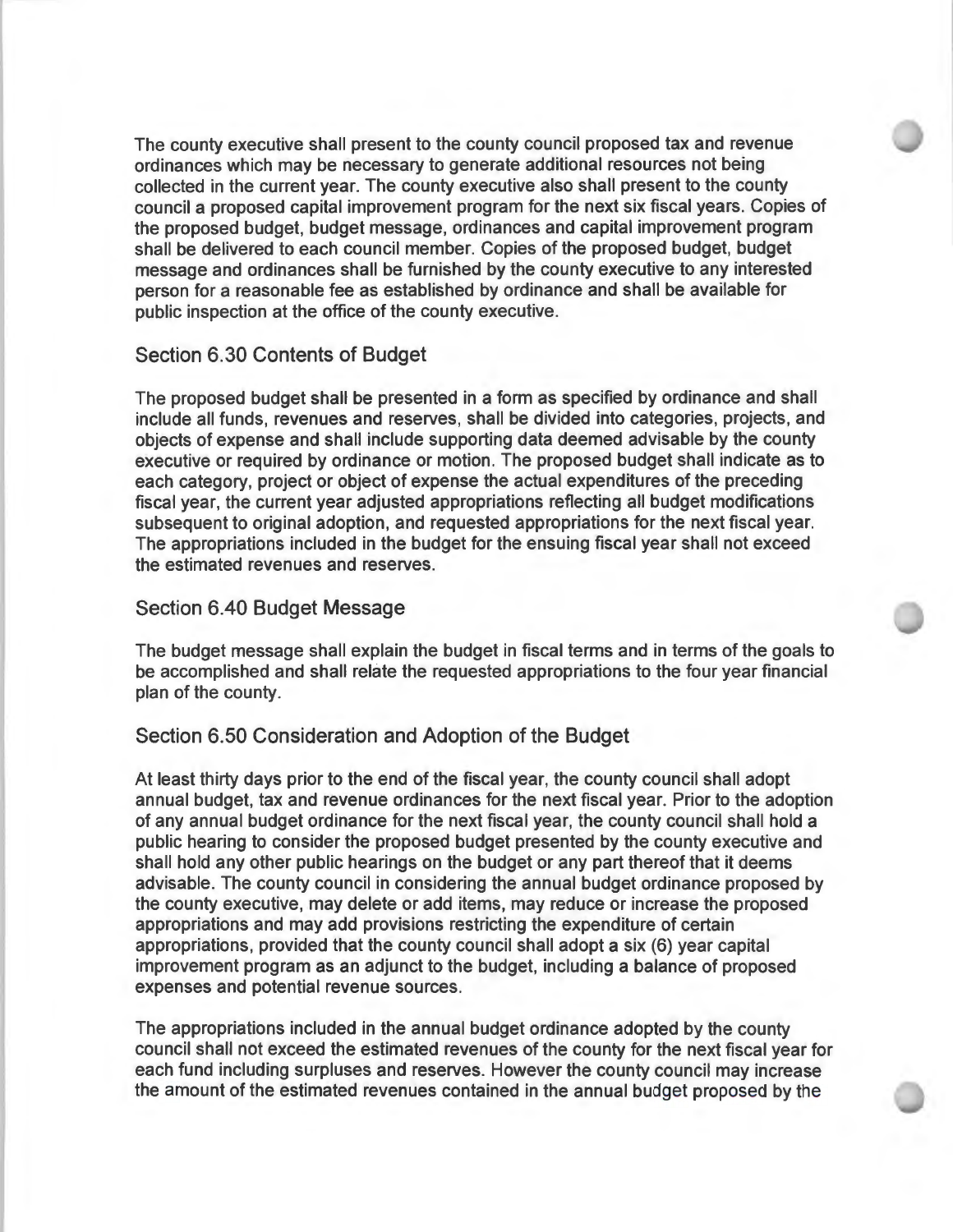The county executive shall present to the county council proposed tax and revenue ordinances which may be necessary to generate additional resources not being collected in the current year. The county executive also shall present to the county council a proposed capital improvement program for the next six fiscal years. Copies of the proposed budget, budget message, ordinances and capital improvement program shall be delivered to each council member. Copies of the proposed budget, budget message and ordinances shall be furnished by the county executive to any interested person for a reasonable fee as established by ordinance and shall be available for public inspection at the office of the county executive.

## Section 6.30 Contents of Budget

The proposed budget shall be presented in a form as specified by ordinance and shall include all funds, revenues and reserves, shall be divided into categories, projects, and objects of expense and shall include supporting data deemed advisable by the county executive or required by ordinance or motion. The proposed budget shall indicate as to each category, project or object of expense the actual expenditures of the preceding fiscal year, the current year adjusted appropriations reflecting all budget modifications subsequent to original adoption, and requested appropriations for the next fiscal year. The appropriations included in the budget for the ensuing fiscal year shall not exceed the estimated revenues and reserves.

## Section 6.40 Budget Message

The budget message shall explain the budget in fiscal terms and in terms of the goals to be accomplished and shall relate the requested appropriations to the four year financial plan of the county.

## Section 6.50 Consideration and Adoption of the Budget

At least thirty days prior to the end of the fiscal year, the county council shall adopt annual budget, tax and revenue ordinances for the next fiscal year. Prior to the adoption of any annual budget ordinance for the next fiscal year, the county council shall hold a public hearing to consider the proposed budget presented by the county executive and shall hold any other public hearings on the budget or any part thereof that it deems advisable. The county council in considering the annual budget ordinance proposed by the county executive, may delete or add items, may reduce or increase the proposed appropriations and may add provisions restricting the expenditure of certain appropriations, provided that the county council shall adopt a six (6) year capital improvement program as an adjunct to the budget, including a balance of proposed expenses and potential revenue sources.

The appropriations included in the annual budget ordinance adopted by the county council shall not exceed the estimated revenues of the county for the next fiscal year for each fund including surpluses and reserves. However the county council may increase the amount of the estimated revenues contained in the annual budget proposed by the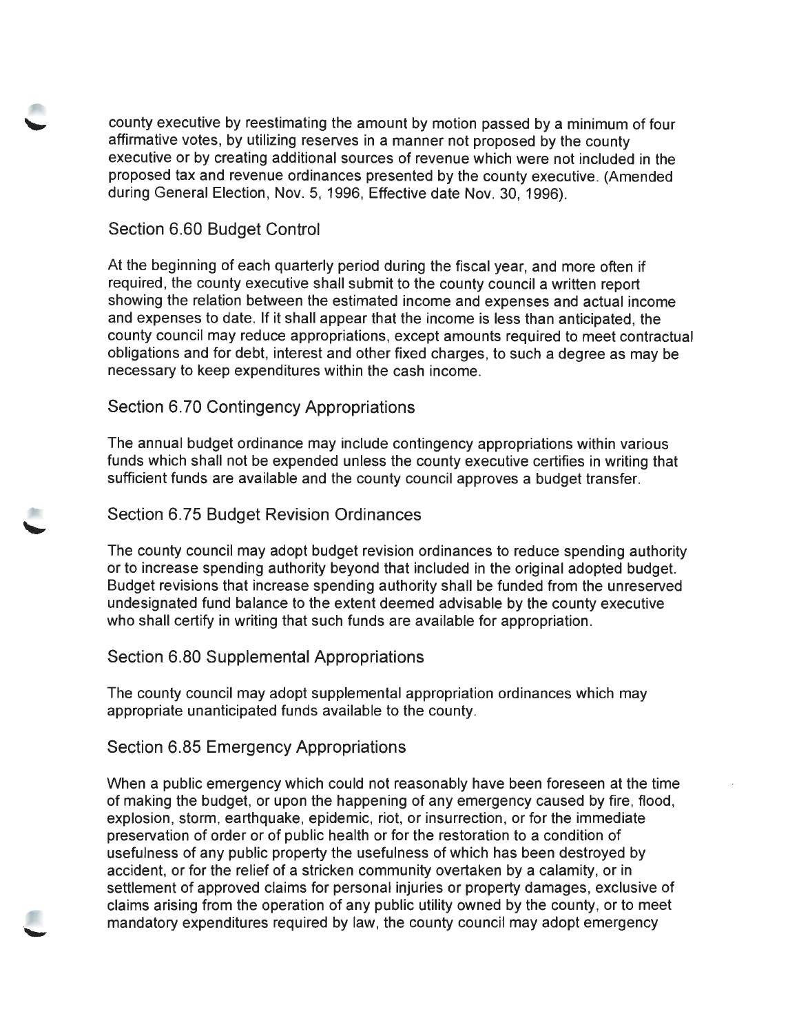county executive by reestimating the amount by motion passed by a minimum of four affirmative votes, by utilizing reserves in a manner not proposed by the county executive or by creating additional sources of revenue which were not included in the proposed tax and revenue ordinances presented by the county executive. (Amended during General Election, Nov. 5, 1996, Effective date Nov. 30, 1996).

## Section 6.60 Budget Control

At the beginning of each quarterly period during the fiscal year, and more often if required, the county executive shall submit to the county council a written report showing the relation between the estimated income and expenses and actual income and expenses to date. If it shall appear that the income is less than anticipated, the county council may reduce appropriations, except amounts required to meet contractual obligations and for debt, interest and other fixed charges, to such a degree as may be necessary to keep expenditures within the cash income.

## Section 6.70 Contingency Appropriations

The annual budget ordinance may include contingency appropriations within various funds which shall not be expended unless the county executive certifies in writing that sufficient funds are available and the county council approves a budget transfer.

## Section 6.75 Budget Revision Ordinances

The county council may adopt budget revision ordinances to reduce spending authority or to increase spending authority beyond that included in the original adopted budget. Budget revisions that increase spending authority shall be funded from the unreserved undesignated fund balance to the extent deemed advisable by the county executive who shall certify in writing that such funds are available for appropriation.

## Section 6.80 Supplemental Appropriations

The county council may adopt supplemental appropriation ordinances which may appropriate unanticipated funds available to the county.

## Section 6.85 Emergency Appropriations

When a public emergency which could not reasonably have been foreseen at the time of making the budget, or upon the happening of any emergency caused by fire, flood, explosion, storm, earthquake, epidemic, riot, or insurrection, or for the immediate preservation of order or of public health or for the restoration to a condition of usefulness of any public property the usefulness of which has been destroyed by accident, or for the relief of a stricken community overtaken by a calamity, or in settlement of approved claims for personal injuries or property damages, exclusive of claims arising from the operation of any public utility owned by the county, or to meet mandatory expenditures required by law, the county council may adopt emergency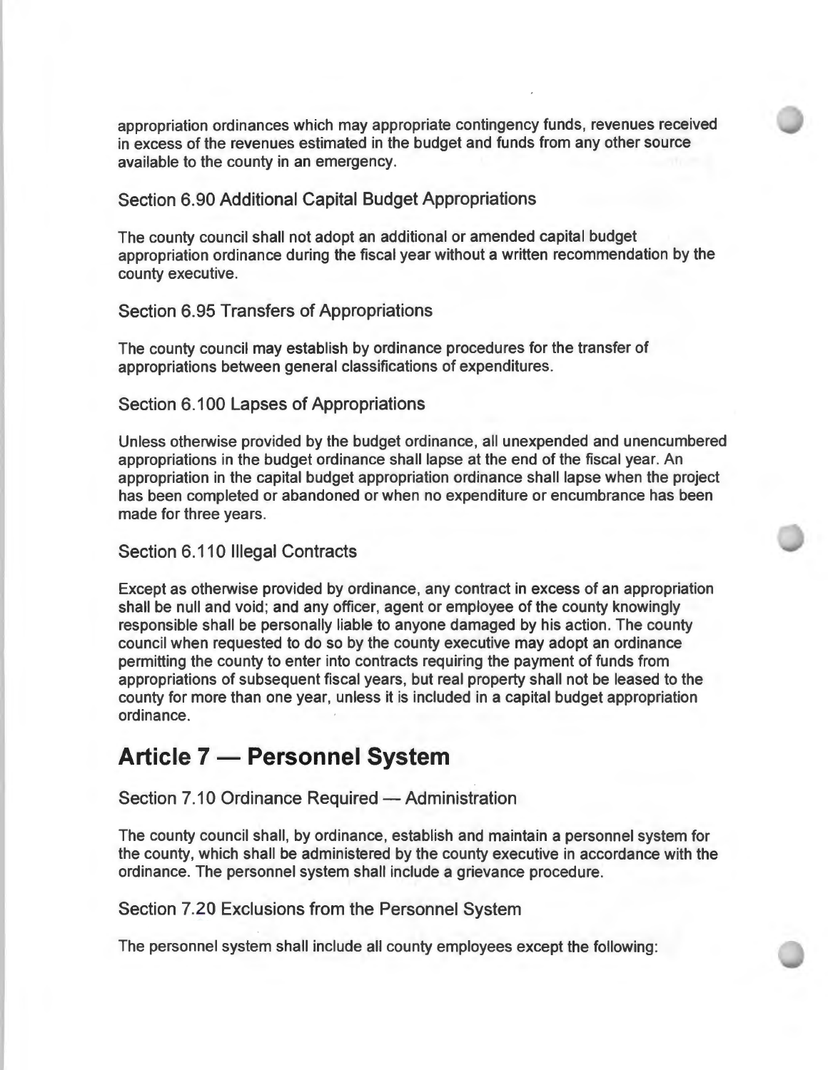appropriation ordinances which may appropriate contingency funds, revenues received in excess of the revenues estimated in the budget and funds from any other source available to the county in an emergency.

### Section 6.90 Additional Capital Budget Appropriations

The county council shall not adopt an additional or amended capital budget appropriation ordinance during the fiscal year without a written recommendation by the county executive.

### Section 6.95 Transfers of Appropriations

The county council may establish by ordinance procedures for the transfer of appropriations between general classifications of expenditures.

### Section 6.100 Lapses of Appropriations

Unless otherwise provided by the budget ordinance, all unexpended and unencumbered appropriations in the budget ordinance shall lapse at the end of the fiscal year. An appropriation in the capital budget appropriation ordinance shall lapse when the project has been completed or abandoned or when no expenditure or encumbrance has been made for three years.

### Section 6.110 Illegal Contracts

Except as otherwise provided by ordinance, any contract in excess of an appropriation shall be null and void; and any officer, agent or employee of the county knowingly responsible shall be personally liable to anyone damaged by his action. The county council when requested to do so by the county executive may adopt an ordinance permitting the county to enter into contracts requiring the payment of funds from appropriations of subsequent fiscal years, but real property shall not be leased to the county for more than one year, unless it is included in a capital budget appropriation ordinance.

## Article 7 — Personnel System

### Section 7.10 Ordinance Required — Administration

The county council shall, by ordinance, establish and maintain a personnel system for the county, which shall be administered by the county executive in accordance with the ordinance. The personnel system shall include a grievance procedure.

### Section 7.20 Exclusions from the Personnel System

The personnel system shall include all county employees except the following: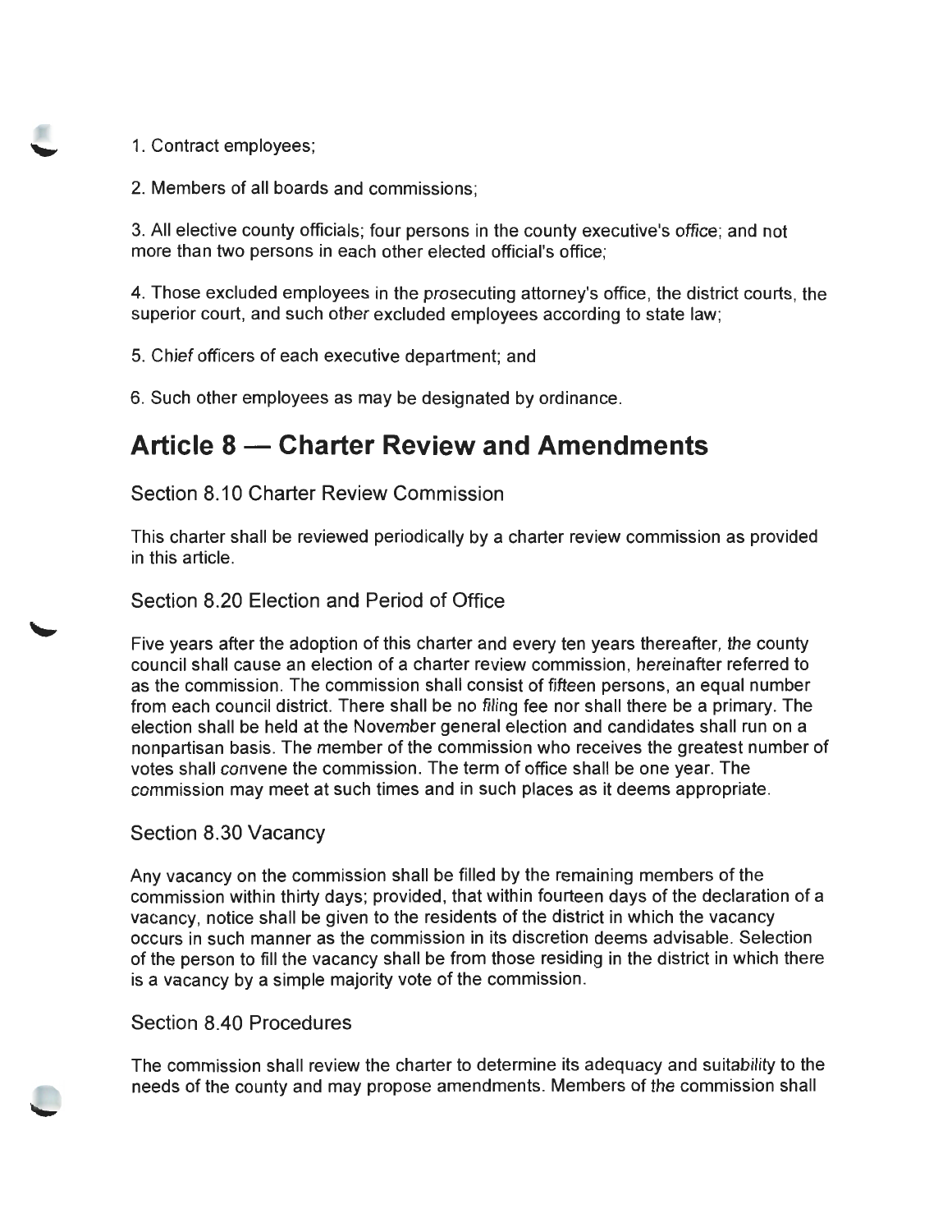1. Contract employees;

2. Members of all boards and commissions;

3. All elective county officials; four persons in the county executive's office; and not more than two persons in each other elected official's office;

4. Those excluded employees in the prosecuting attorney's office, the district courts, the superior court, and such other excluded employees according to state law;

5. Chief officers of each executive department; and

6. Such other employees as may be designated by ordinance.

## Article 8 — Charter Review and Amendments

### Section 8.10 Charter Review Commission

This charter shall be reviewed periodically by a charter review commission as provided in this article.

### Section 8.20 Election and Period of Office

Five years after the adoption of this charter and every ten years thereafter, the county council shall cause an election of a charter review commission, hereinafter referred to as the commission. The commission shall consist of fifteen persons, an equal number from each council district. There shall be no filing fee nor shall there be a primary. The election shall be held at the November general election and candidates shall run on a nonpartisan basis. The member of the commission who receives the greatest number of votes shall convene the commission. The term of office shall be one year. The commission may meet at such times and in such places as it deems appropriate.

### Section 8.30 Vacancy

Any vacancy on the commission shall be filled by the remaining members of the commission within thirty days; provided, that within fourteen days of the declaration of a vacancy, notice shall be given to the residents of the district in which the vacancy occurs in such manner as the commission in its discretion deems advisable. Selection of the person to fill the vacancy shall be from those residing in the district in which there is a vacancy by a simple majority vote of the commission.

### Section 8.40 Procedures

The commission shall review the charter to determine its adequacy and suitability to the needs of the county and may propose amendments. Members of the commission shall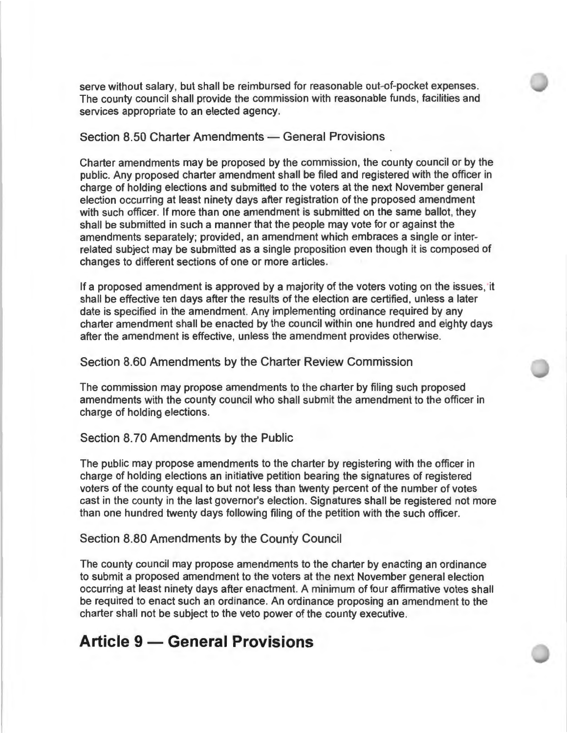serve without salary, but shall be reimbursed for reasonable out-of-pocket expenses. The county council shall provide the commission with reasonable funds, facilities and services appropriate to an elected agency.

### Section 8.50 Charter Amendments — General Provisions

Charter amendments may be proposed by the commission, the county council or by the public. Any proposed charter amendment shall be filed and registered with the officer in charge of holding elections and submitted to the voters at the next November general election occurring at least ninety days after registration of the proposed amendment with such officer. If more than one amendment is submitted on the same ballot, they shall be submitted in such a manner that the people may vote for or against the amendments separately; provided, an amendment which embraces a single or inter-related subject may be submitted as a single proposition even though it is composed of changes to different sections of one or more articles.

If a proposed amendment is approved by a majority of the voters voting on the issues, it shall be effective ten days after the results of the election are certified, unless a later date is specified in the amendment. Any implementing ordinance required by any charter amendment shall be enacted by the council within one hundred and eighty days after the amendment is effective, unless the amendment provides otherwise.

### Section 8.60 Amendments by the Charter Review Commission

The commission may propose amendments to the charter by filing such proposed amendments with the county council who shall submit the amendment to the officer in charge of holding elections.

### Section 8.70 Amendments by the Public

The public may propose amendments to the charter by registering with the officer in charge of holding elections an initiative petition bearing the signatures of registered voters of the county equal to but not less than twenty percent of the number of votes cast in the county in the last governor's election. Signatures shall be registered not more than one hundred twenty days following filing of the petition with the such officer.

### Section 8.80 Amendments by the County Council

The county council may propose amendments to the charter by enacting an ordinance to submit a proposed amendment to the voters at the next November general election occurring at least ninety days after enactment. A minimum of four affirmative votes shall be required to enact such an ordinance. An ordinance proposing an amendment to the charter shall not be subject to the veto power of the county executive.

## Article 9 — General Provisions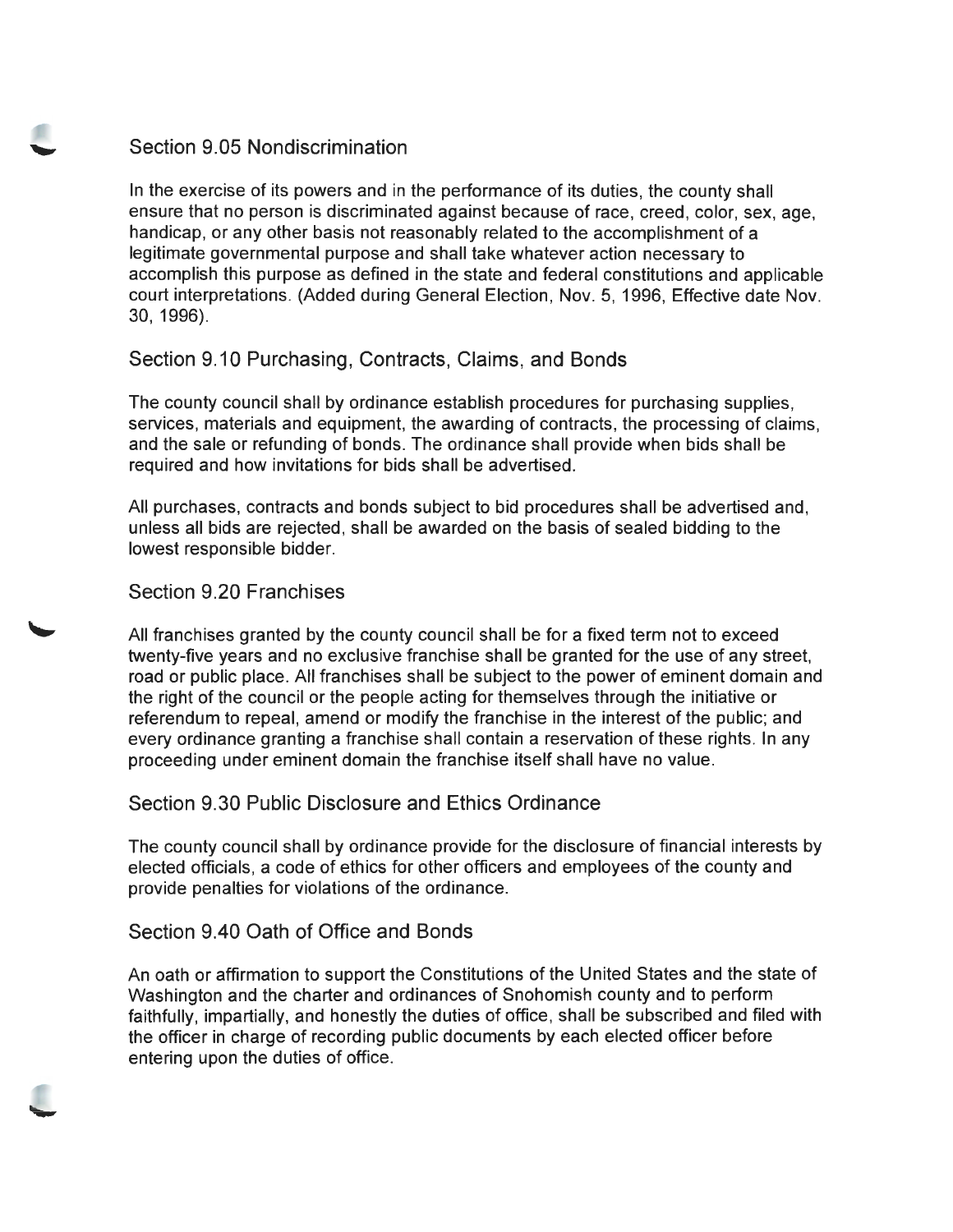## Section 9.05 Nondiscrimination

In the exercise of its powers and in the performance of its duties, the county shall ensure that no person is discriminated against because of race, creed, color, sex, age, handicap, or any other basis not reasonably related to the accomplishment of a legitimate governmental purpose and shall take whatever action necessary to accomplish this purpose as defined in the state and federal constitutions and applicable court interpretations. (Added during General Election, Nov. 5, 1996, Effective date Nov. 30, 1996).

## Section 9.10 Purchasing, Contracts, Claims, and Bonds

The county council shall by ordinance establish procedures for purchasing supplies, services, materials and equipment, the awarding of contracts, the processing of claims, and the sale or refunding of bonds. The ordinance shall provide when bids shall be required and how invitations for bids shall be advertised.

All purchases, contracts and bonds subject to bid procedures shall be advertised and, unless all bids are rejected, shall be awarded on the basis of sealed bidding to the lowest responsible bidder.

## Section 9.20 Franchises

All franchises granted by the county council shall be for a fixed term not to exceed twenty-five years and no exclusive franchise shall be granted for the use of any street, road or public place. All franchises shall be subject to the power of eminent domain and the right of the council or the people acting for themselves through the initiative or referendum to repeal, amend or modify the franchise in the interest of the public; and every ordinance granting a franchise shall contain a reservation of these rights. In any proceeding under eminent domain the franchise itself shall have no value.

## Section 9.30 Public Disclosure and Ethics Ordinance

The county council shall by ordinance provide for the disclosure of financial interests by elected officials, a code of ethics for other officers and employees of the county and provide penalties for violations of the ordinance.

## Section 9.40 Oath of Office and Bonds

An oath or affirmation to support the Constitutions of the United States and the state of Washington and the charter and ordinances of Snohomish county and to perform faithfully, impartially, and honestly the duties of office, shall be subscribed and filed with the officer in charge of recording public documents by each elected officer before entering upon the duties of office.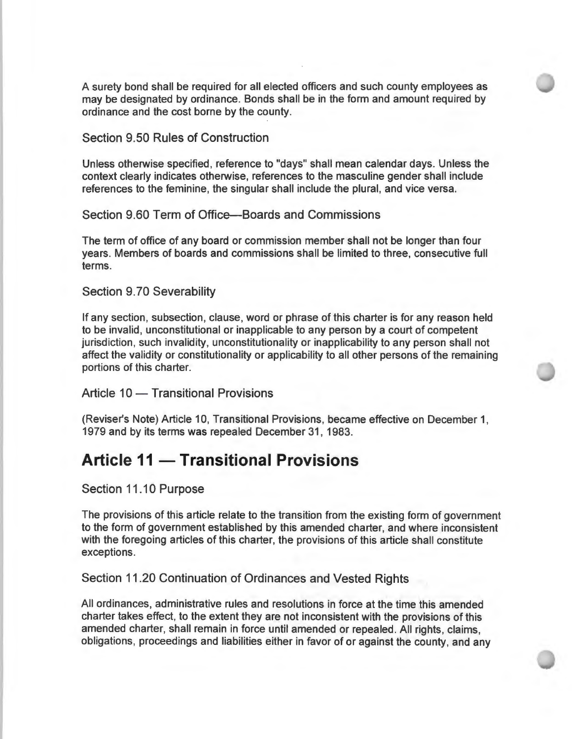A surety bond shall be required for all elected officers and such county employees as may be designated by ordinance. Bonds shall be in the form and amount required by ordinance and the cost borne by the county.

### Section 9.50 Rules of Construction

Unless otherwise specified, reference to "days" shall mean calendar days. Unless the context clearly indicates otherwise, references to the masculine gender shall include references to the feminine, the singular shall include the plural, and vice versa.

### Section 9.60 Term of Office—Boards and Commissions

The term of office of any board or commission member shall not be longer than four years. Members of boards and commissions shall be limited to three, consecutive full terms.

### Section 9.70 Severability

If any section, subsection, clause, word or phrase of this charter is for any reason held to be invalid, unconstitutional or inapplicable to any person by a court of competent jurisdiction, such invalidity, unconstitutionality or inapplicability to any person shall not affect the validity or constitutionality or applicability to all other persons of the remaining portions of this charter.

### Article 10 — Transitional Provisions

(Reviser's Note) Article 10, Transitional Provisions, became effective on December 1, 1979 and by its terms was repealed December 31, 1983.

## Article 11 — Transitional Provisions

### Section 11.10 Purpose

The provisions of this article relate to the transition from the existing form of government to the form of government established by this amended charter, and where inconsistent with the foregoing articles of this charter, the provisions of this article shall constitute exceptions.

### Section 11.20 Continuation of Ordinances and Vested Rights

All ordinances, administrative rules and resolutions in force at the time this amended charter takes effect, to the extent they are not inconsistent with the provisions of this amended charter, shall remain in force until amended or repealed. All rights, claims, obligations, proceedings and liabilities either in favor of or against the county, and any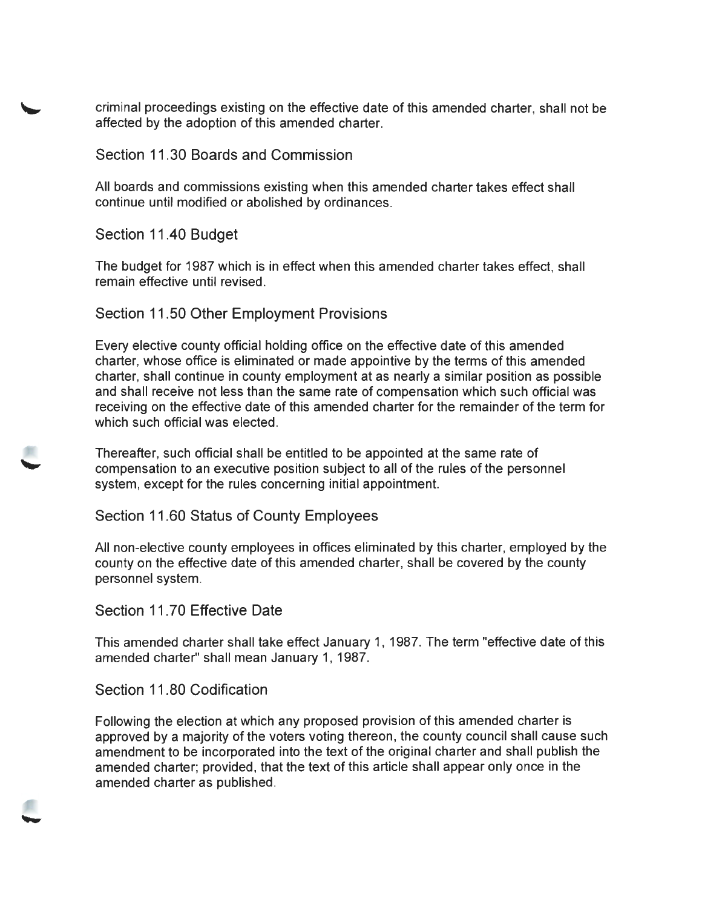criminal proceedings existing on the effective date of this amended charter, shall not be affected by the adoption of this amended charter.

### Section 11.30 Boards and Commission

All boards and commissions existing when this amended charter takes effect shall continue until modified or abolished by ordinances.

### Section 11.40 Budget

The budget for 1987 which is in effect when this amended charter takes effect, shall remain effective until revised.

### Section 11.50 Other Employment Provisions

Every elective county official holding office on the effective date of this amended charter, whose office is eliminated or made appointive by the terms of this amended charter, shall continue in county employment at as nearly a similar position as possible and shall receive not less than the same rate of compensation which such official was receiving on the effective date of this amended charter for the remainder of the term for which such official was elected.

Thereafter, such official shall be entitled to be appointed at the same rate of compensation to an executive position subject to all of the rules of the personnel system, except for the rules concerning initial appointment.

### Section 11.60 Status of County Employees

All non-elective county employees in offices eliminated by this charter, employed by the county on the effective date of this amended charter, shall be covered by the county personnel system.

### Section 11.70 Effective Date

This amended charter shall take effect January 1, 1987. The term "effective date of this amended charter" shall mean January 1, 1987.

### Section 11.80 Codification

Following the election at which any proposed provision of this amended charter is approved by a majority of the voters voting thereon, the county council shall cause such amendment to be incorporated into the text of the original charter and shall publish the amended charter; provided, that the text of this article shall appear only once in the amended charter as published.